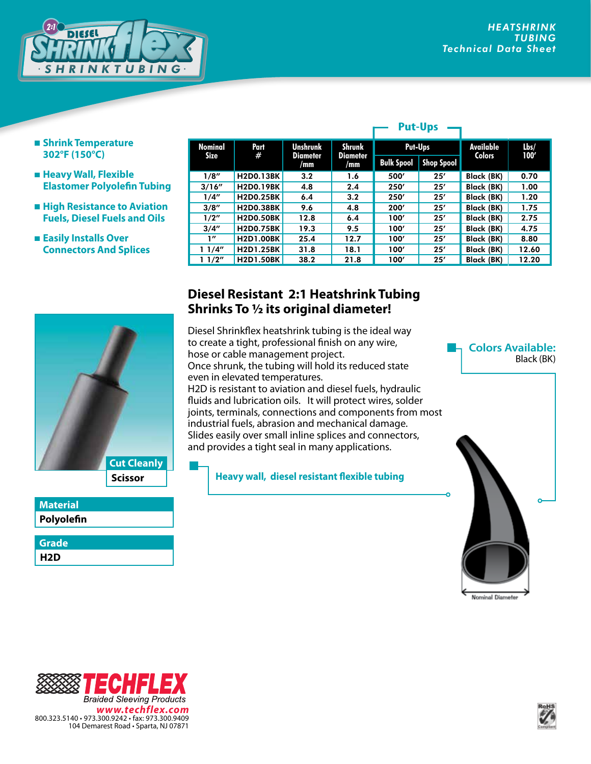# HEATSHRINK TUBING
## Technical Data Sheet

- Shrink Temperature 302°F (150°C)
- Heavy Wall, Flexible Elastomer Polyolefin Tubing
- High Resistance to Aviation Fuels, Diesel Fuels and Oils
- Easily Installs Over Connectors And Splices

| Nominal Size | Part # | Unshrunk Diameter /mm | Shrunk Diameter /mm | Put-Ups | | Available Colors | Lbs/ 100' |
|---|---|---|---|---|---|---|---|
| | | | | Bulk Spool | Shop Spool | | |
| 1/8" | H2D0.13BK | 3.2 | 1.6 | 500' | 25' | Black (BK) | 0.70 |
| 3/16" | H2D0.19BK | 4.8 | 2.4 | 250' | 25' | Black (BK) | 1.00 |
| 1/4" | H2D0.25BK | 6.4 | 3.2 | 250' | 25' | Black (BK) | 1.20 |
| 3/8" | H2D0.38BK | 9.6 | 4.8 | 200' | 25' | Black (BK) | 1.75 |
| 1/2" | H2D0.50BK | 12.8 | 6.4 | 100' | 25' | Black (BK) | 2.75 |
| 3/4" | H2D0.75BK | 19.3 | 9.5 | 100' | 25' | Black (BK) | 4.75 |
| 1" | H2D1.00BK | 25.4 | 12.7 | 100' | 25' | Black (BK) | 8.80 |
| 1 1/4" | H2D1.25BK | 31.8 | 18.1 | 100' | 25' | Black (BK) | 12.60 |
| 1 1/2" | H2D1.50BK | 38.2 | 21.8 | 100' | 25' | Black (BK) | 12.20 |

## Diesel Resistant 2:1 Heatshrink Tubing Shrinks To ½ its original diameter!

Diesel Shrinkflex heatshrink tubing is the ideal way to create a tight, professional finish on any wire, hose or cable management project.
Once shrunk, the tubing will hold its reduced state even in elevated temperatures.
H2D is resistant to aviation and diesel fuels, hydraulic fluids and lubrication oils. It will protect wires, solder joints, terminals, connections and components from most industrial fuels, abrasion and mechanical damage.
Slides easily over small inline splices and connectors, and provides a tight seal in many applications.

**Heavy wall, diesel resistant flexible tubing**

**Colors Available:**
Black (BK)

| Cut Cleanly |
|---|
| Scissor |

| Material |
|---|
| Polyolefin |

| Grade |
|---|
| H2D |

Nominal Diameter

TECHFLEX
Braided Sleeving Products
www.techflex.com
800.323.5140 • 973.300.9242 • fax: 973.300.9409
104 Demarest Road • Sparta, NJ 07871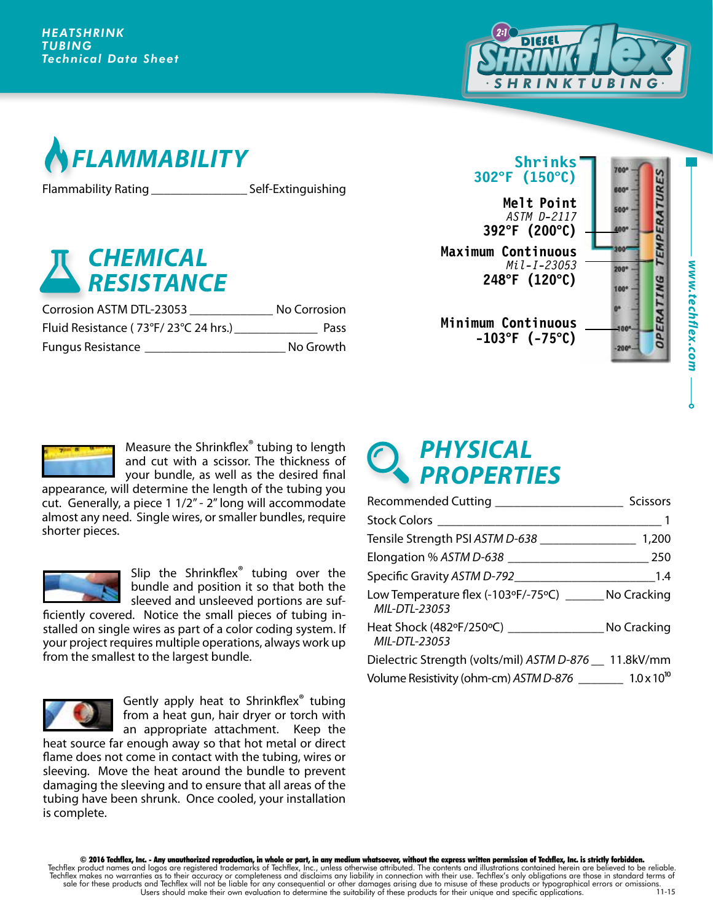HEATSHRINK TUBING
Technical Data Sheet

# FLAMMABILITY

| | |
|---|---|
| Flammability Rating | Self-Extinguishing |

# CHEMICAL RESISTANCE

| | |
|---|---|
| Corrosion ASTM DTL-23053 | No Corrosion |
| Fluid Resistance ( 73°F/ 23°C 24 hrs.) | Pass |
| Fungus Resistance | No Growth |

**Shrinks**
**302°F (150°C)**

**Melt Point**
*ASTM D-2117*
**392°F (200°C)**

**Maximum Continuous**
*Mil-I-23053*
**248°F (120°C)**

**Minimum Continuous**
**-103°F (-75°C)**

OPERATING TEMPERATURES

700°
600°
500°
400°
300°
200°
100°
0°
-100°
-200°

www.techflex.com

Measure the Shrinkflex® tubing to length and cut with a scissor. The thickness of your bundle, as well as the desired final appearance, will determine the length of the tubing you cut. Generally, a piece 1 1/2" - 2" long will accommodate almost any need. Single wires, or smaller bundles, require shorter pieces.

Slip the Shrinkflex® tubing over the bundle and position it so that both the sleeved and unsleeved portions are sufficiently covered. Notice the small pieces of tubing installed on single wires as part of a color coding system. If your project requires multiple operations, always work up from the smallest to the largest bundle.

Gently apply heat to Shrinkflex® tubing from a heat gun, hair dryer or torch with an appropriate attachment. Keep the heat source far enough away so that hot metal or direct flame does not come in contact with the tubing, wires or sleeving. Move the heat around the bundle to prevent damaging the sleeving and to ensure that all areas of the tubing have been shrunk. Once cooled, your installation is complete.

# PHYSICAL PROPERTIES

| | |
|---|---|
| Recommended Cutting | Scissors |
| Stock Colors | 1 |
| Tensile Strength PSI *ASTM D-638* | 1,200 |
| Elongation % *ASTM D-638* | 250 |
| Specific Gravity *ASTM D-792* | 1.4 |
| Low Temperature flex (-103ºF/-75ºC) *MIL-DTL-23053* | No Cracking |
| Heat Shock (482ºF/250ºC) *MIL-DTL-23053* | No Cracking |
| Dielectric Strength (volts/mil) *ASTM D-876* | 11.8kV/mm |
| Volume Resistivity (ohm-cm) *ASTM D-876* | $1.0 \times 10^{10}$ |

**© 2016 Techflex, Inc. - Any unauthorized reproduction, in whole or part, in any medium whatsoever, without the express written permission of Techflex, Inc. is strictly forbidden.**
Techflex product names and logos are registered trademarks of Techflex, Inc., unless otherwise attributed. The contents and illustrations contained herein are believed to be reliable. Techflex makes no warranties as to their accuracy or completeness and disclaims any liability in connection with their use. Techflex's only obligations are those in standard terms of sale for these products and Techflex will not be liable for any consequential or other damages arising due to misuse of these products or typographical errors or omissions. Users should make their own evaluation to determine the suitability of these products for their unique and specific applications.

11-15